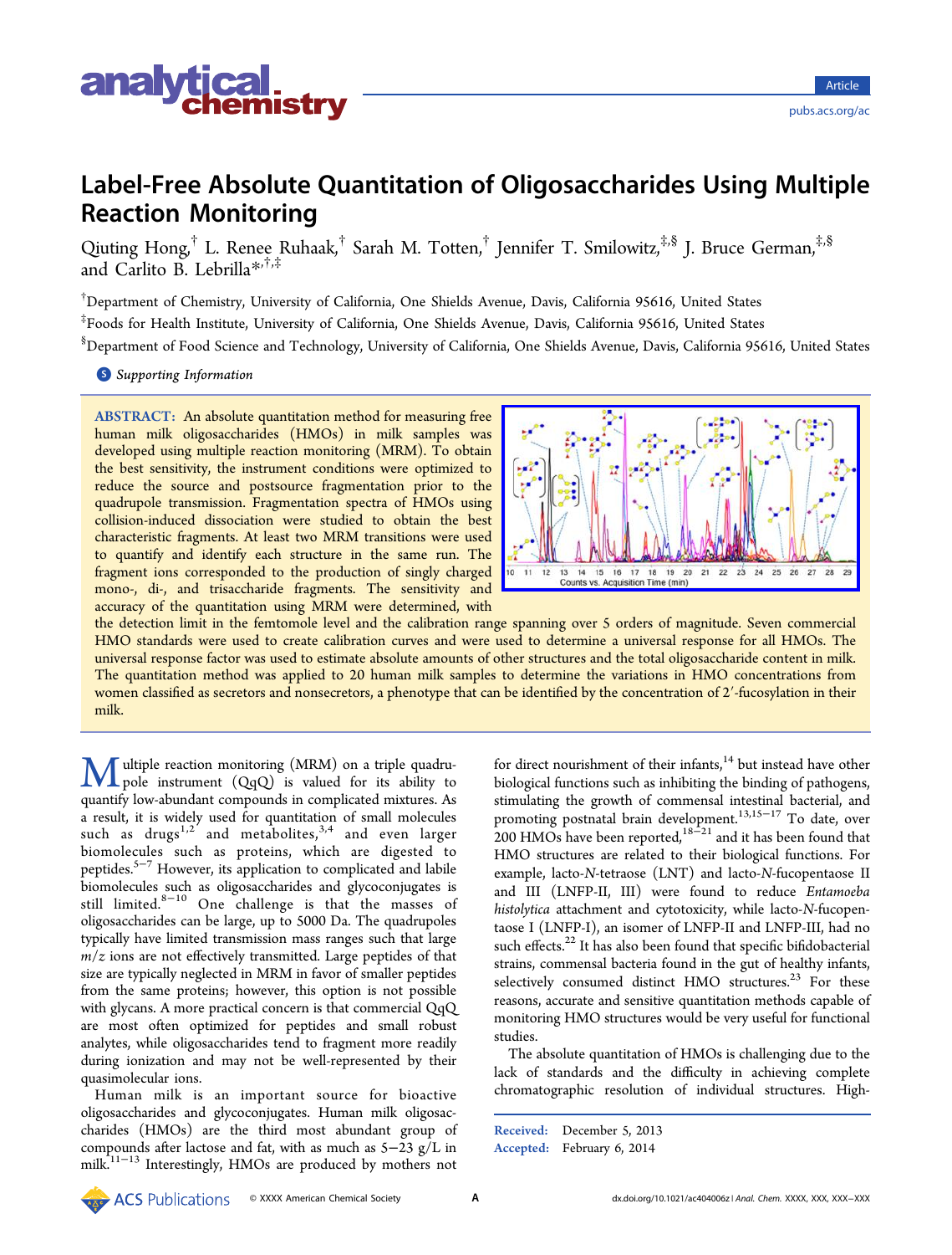# Label-Free Absolute Quantitation of Oligosaccharides Using Multiple Reaction Monitoring

Qiuting Hong,[†] L. Renee Ruhaak,[†] Sarah M. Totten,[†] Jennifer T. Smilowitz,[‡,§] J. Bruce German,[‡,§] and Carlito B. Lebrilla*[,†,‡]

[†]Department of Chemistry, University of California, One Shields Avenue, Davis, California 95616, United States

[‡]Foods for Health Institute, University of California, One Shields Avenue, Davis, California 95616, United States

[§]Department of Food Science and Technology, University of California, One Shields Avenue, Davis, California 95616, United States

Supporting Information

**ABSTRACT:** An absolute quantitation method for measuring free human milk oligosaccharides (HMOs) in milk samples was developed using multiple reaction monitoring (MRM). To obtain the best sensitivity, the instrument conditions were optimized to reduce the source and postsource fragmentation prior to the quadrupole transmission. Fragmentation spectra of HMOs using collision-induced dissociation were studied to obtain the best characteristic fragments. At least two MRM transitions were used to quantify and identify each structure in the same run. The fragment ions corresponded to the production of singly charged mono-, di-, and trisaccharide fragments. The sensitivity and accuracy of the quantitation using MRM were determined, with the detection limit in the femtomole level and the calibration range spanning over 5 orders of magnitude. Seven commercial HMO standards were used to create calibration curves and were used to determine a universal response for all HMOs. The universal response factor was used to estimate absolute amounts of other structures and the total oligosaccharide content in milk. The quantitation method was applied to 20 human milk samples to determine the variations in HMO concentrations from women classified as secretors and nonsecretors, a phenotype that can be identified by the concentration of 2′-fucosylation in their milk.

Multiple reaction monitoring (MRM) on a triple quadrupole instrument (QqQ) is valued for its ability to quantify low-abundant compounds in complicated mixtures. As a result, it is widely used for quantitation of small molecules such as drugs[1,2] and metabolites,[3,4] and even larger biomolecules such as proteins, which are digested to peptides.[5−7] However, its application to complicated and labile biomolecules such as oligosaccharides and glycoconjugates is still limited.[8−10] One challenge is that the masses of oligosaccharides can be large, up to 5000 Da. The quadrupoles typically have limited transmission mass ranges such that large $m/z$ ions are not effectively transmitted. Large peptides of that size are typically neglected in MRM in favor of smaller peptides from the same proteins; however, this option is not possible with glycans. A more practical concern is that commercial QqQ are most often optimized for peptides and small robust analytes, while oligosaccharides tend to fragment more readily during ionization and may not be well-represented by their quasimolecular ions.

Human milk is an important source for bioactive oligosaccharides and glycoconjugates. Human milk oligosaccharides (HMOs) are the third most abundant group of compounds after lactose and fat, with as much as 5−23 g/L in milk.[11−13] Interestingly, HMOs are produced by mothers not for direct nourishment of their infants,[14] but instead have other biological functions such as inhibiting the binding of pathogens, stimulating the growth of commensal intestinal bacterial, and promoting postnatal brain development.[13,15−17] To date, over 200 HMOs have been reported,[18−21] and it has been found that HMO structures are related to their biological functions. For example, lacto-*N*-tetraose (LNT) and lacto-*N*-fucopentaose II and III (LNFP-II, III) were found to reduce *Entamoeba histolytica* attachment and cytotoxicity, while lacto-*N*-fucopentaose I (LNFP-I), an isomer of LNFP-II and LNFP-III, had no such effects.[22] It has also been found that specific bifidobacterial strains, commensal bacteria found in the gut of healthy infants, selectively consumed distinct HMO structures.[23] For these reasons, accurate and sensitive quantitation methods capable of monitoring HMO structures would be very useful for functional studies.

The absolute quantitation of HMOs is challenging due to the lack of standards and the difficulty in achieving complete chromatographic resolution of individual structures. High-

Received: December 5, 2013
Accepted: February 6, 2014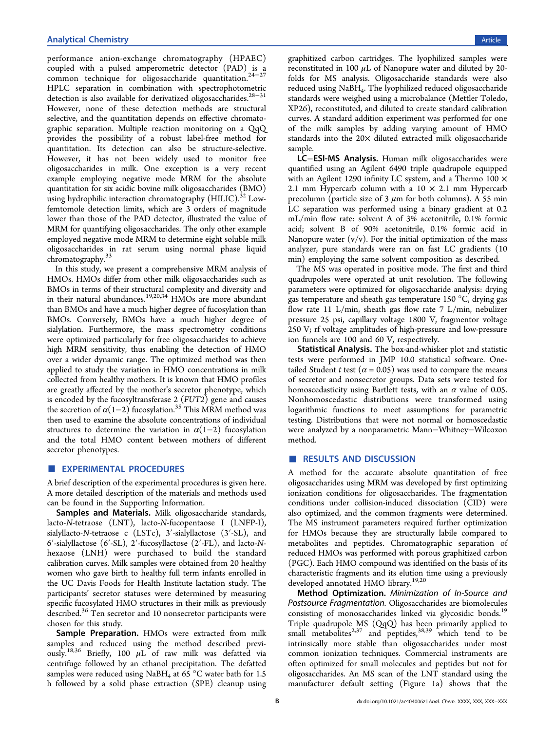performance anion-exchange chromatography (HPAEC) coupled with a pulsed amperometric detector (PAD) is a common technique for oligosaccharide quantitation.[24−27] HPLC separation in combination with spectrophotometric detection is also available for derivatized oligosaccharides.[28−31] However, none of these detection methods are structural selective, and the quantitation depends on effective chromatographic separation. Multiple reaction monitoring on a QqQ provides the possibility of a robust label-free method for quantitation. Its detection can also be structure-selective. However, it has not been widely used to monitor free oligosaccharides in milk. One exception is a very recent example employing negative mode MRM for the absolute quantitation for six acidic bovine milk oligosaccharides (BMO) using hydrophilic interaction chromatography (HILIC).[32] Low-femtomole detection limits, which are 3 orders of magnitude lower than those of the PAD detector, illustrated the value of MRM for quantifying oligosaccharides. The only other example employed negative mode MRM to determine eight soluble milk oligosaccharides in rat serum using normal phase liquid chromatography.[33]

In this study, we present a comprehensive MRM analysis of HMOs. HMOs differ from other milk oligosaccharides such as BMOs in terms of their structural complexity and diversity and in their natural abundances.[19,20,34] HMOs are more abundant than BMOs and have a much higher degree of fucosylation than BMOs. Conversely, BMOs have a much higher degree of sialylation. Furthermore, the mass spectrometry conditions were optimized particularly for free oligosaccharides to achieve high MRM sensitivity, thus enabling the detection of HMO over a wider dynamic range. The optimized method was then applied to study the variation in HMO concentrations in milk collected from healthy mothers. It is known that HMO profiles are greatly affected by the mother's secretor phenotype, which is encoded by the fucosyltransferase 2 (*FUT2*) gene and causes the secretion of $\alpha(1{-}2)$ fucosylation.[35] This MRM method was then used to examine the absolute concentrations of individual structures to determine the variation in $\alpha(1{-}2)$ fucosylation and the total HMO content between mothers of different secretor phenotypes.

## EXPERIMENTAL PROCEDURES

A brief description of the experimental procedures is given here. A more detailed description of the materials and methods used can be found in the Supporting Information.

**Samples and Materials.** Milk oligosaccharide standards, lacto-*N*-tetraose (LNT), lacto-*N*-fucopentaose I (LNFP-I), sialyllacto-*N*-tetraose c (LSTc), 3′-sialyllactose (3′-SL), and 6′-sialyllactose (6′-SL), 2′-fucosyllactose (2′-FL), and lacto-*N*-hexaose (LNH) were purchased to build the standard calibration curves. Milk samples were obtained from 20 healthy women who gave birth to healthy full term infants enrolled in the UC Davis Foods for Health Institute lactation study. The participants' secretor statuses were determined by measuring specific fucosylated HMO structures in their milk as previously described.[36] Ten secretor and 10 nonsecretor participants were chosen for this study.

**Sample Preparation.** HMOs were extracted from milk samples and reduced using the method described previously.[18,36] Briefly, 100 μL of raw milk was defatted via centrifuge followed by an ethanol precipitation. The defatted samples were reduced using $NaBH_4$ at 65 °C water bath for 1.5 h followed by a solid phase extraction (SPE) cleanup using graphitized carbon cartridges. The lyophilized samples were reconstituted in 100 μL of Nanopure water and diluted by 20-folds for MS analysis. Oligosaccharide standards were also reduced using $NaBH_4$. The lyophilized reduced oligosaccharide standards were weighed using a microbalance (Mettler Toledo, XP26), reconstituted, and diluted to create standard calibration curves. A standard addition experiment was performed for one of the milk samples by adding varying amount of HMO standards into the 20× diluted extracted milk oligosaccharide sample.

**LC−ESI-MS Analysis.** Human milk oligosaccharides were quantified using an Agilent 6490 triple quadrupole equipped with an Agilent 1290 infinity LC system, and a Thermo 100 × 2.1 mm Hypercarb column with a 10 × 2.1 mm Hypercarb precolumn (particle size of 3 μm for both columns). A 55 min LC separation was performed using a binary gradient at 0.2 mL/min flow rate: solvent A of 3% acetonitrile, 0.1% formic acid; solvent B of 90% acetonitrile, 0.1% formic acid in Nanopure water (v/v). For the initial optimization of the mass analyzer, pure standards were ran on fast LC gradients (10 min) employing the same solvent composition as described.

The MS was operated in positive mode. The first and third quadrupoles were operated at unit resolution. The following parameters were optimized for oligosaccharide analysis: drying gas temperature and sheath gas temperature 150 °C, drying gas flow rate 11 L/min, sheath gas flow rate 7 L/min, nebulizer pressure 25 psi, capillary voltage 1800 V, fragmentor voltage 250 V; rf voltage amplitudes of high-pressure and low-pressure ion funnels are 100 and 60 V, respectively.

**Statistical Analysis.** The box-and-whisker plot and statistic tests were performed in JMP 10.0 statistical software. One-tailed Student *t* test ($\alpha = 0.05$) was used to compare the means of secretor and nonsecretor groups. Data sets were tested for homoscedasticity using Bartlett tests, with an $\alpha$ value of 0.05. Nonhomoscedastic distributions were transformed using logarithmic functions to meet assumptions for parametric testing. Distributions that were not normal or homoscedastic were analyzed by a nonparametric Mann−Whitney−Wilcoxon method.

## RESULTS AND DISCUSSION

A method for the accurate absolute quantitation of free oligosaccharides using MRM was developed by first optimizing ionization conditions for oligosaccharides. The fragmentation conditions under collision-induced dissociation (CID) were also optimized, and the common fragments were determined. The MS instrument parameters required further optimization for HMOs because they are structurally labile compared to metabolites and peptides. Chromatographic separation of reduced HMOs was performed with porous graphitized carbon (PGC). Each HMO compound was identified on the basis of its characteristic fragments and its elution time using a previously developed annotated HMO library.[19,20]

**Method Optimization.** *Minimization of In-Source and Postsource Fragmentation.* Oligosaccharides are biomolecules consisting of monosaccharides linked via glycosidic bonds.[19] Triple quadrupole MS (QqQ) has been primarily applied to small metabolites[2,37] and peptides,[38,39] which tend to be intrinsically more stable than oligosaccharides under most common ionization techniques. Commercial instruments are often optimized for small molecules and peptides but not for oligosaccharides. An MS scan of the LNT standard using the manufacturer default setting (Figure 1a) shows that the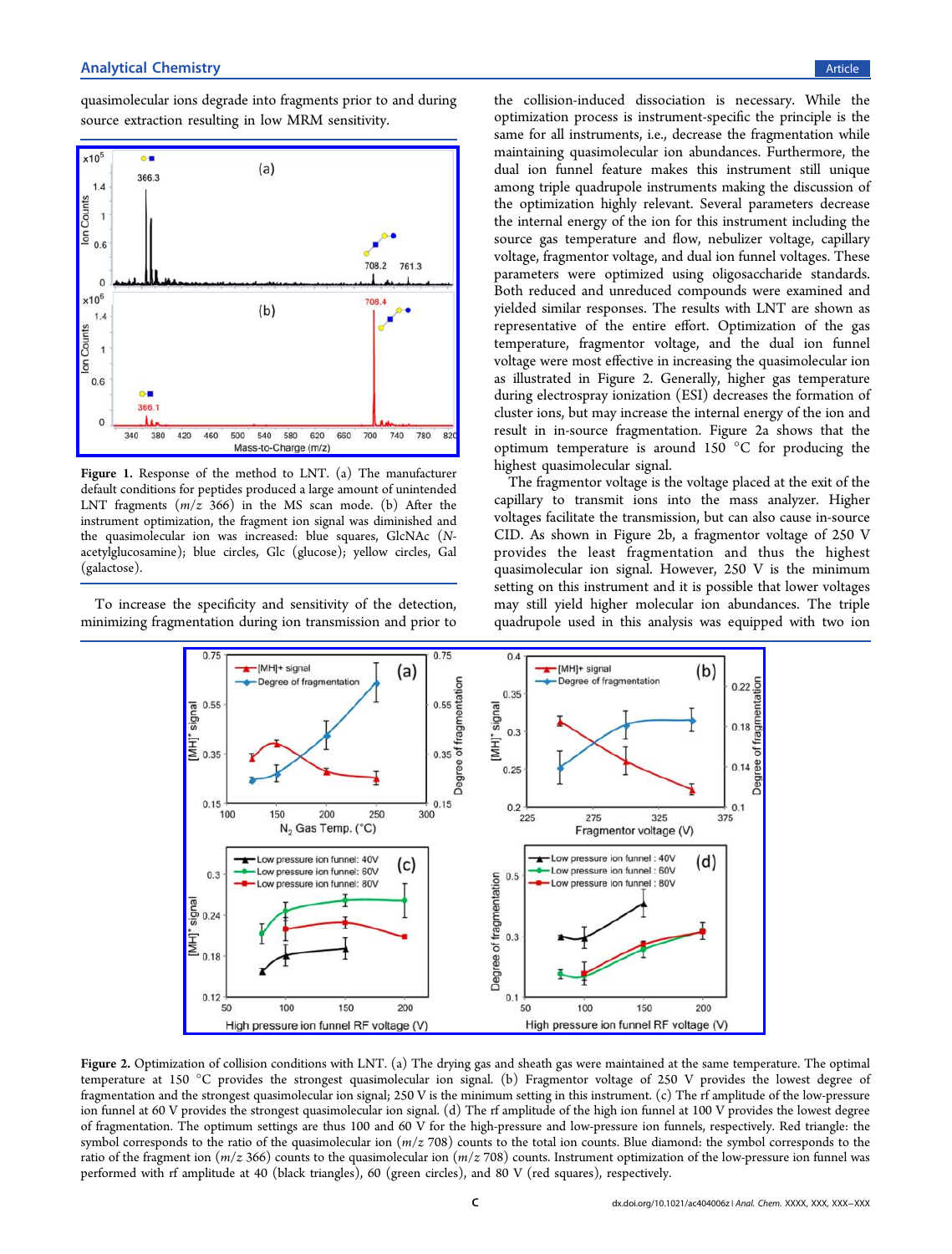quasimolecular ions degrade into fragments prior to and during source extraction resulting in low MRM sensitivity.

**Figure 1.** Response of the method to LNT. (a) The manufacturer default conditions for peptides produced a large amount of unintended LNT fragments ($m/z$ 366) in the MS scan mode. (b) After the instrument optimization, the fragment ion signal was diminished and the quasimolecular ion was increased: blue squares, GlcNAc (N-acetylglucosamine); blue circles, Glc (glucose); yellow circles, Gal (galactose).

To increase the specificity and sensitivity of the detection, minimizing fragmentation during ion transmission and prior to the collision-induced dissociation is necessary. While the optimization process is instrument-specific the principle is the same for all instruments, i.e., decrease the fragmentation while maintaining quasimolecular ion abundances. Furthermore, the dual ion funnel feature makes this instrument still unique among triple quadrupole instruments making the discussion of the optimization highly relevant. Several parameters decrease the internal energy of the ion for this instrument including the source gas temperature and flow, nebulizer voltage, capillary voltage, fragmentor voltage, and dual ion funnel voltages. These parameters were optimized using oligosaccharide standards. Both reduced and unreduced compounds were examined and yielded similar responses. The results with LNT are shown as representative of the entire effort. Optimization of the gas temperature, fragmentor voltage, and the dual ion funnel voltage were most effective in increasing the quasimolecular ion as illustrated in Figure 2. Generally, higher gas temperature during electrospray ionization (ESI) decreases the formation of cluster ions, but may increase the internal energy of the ion and result in in-source fragmentation. Figure 2a shows that the optimum temperature is around 150 °C for producing the highest quasimolecular signal.

The fragmentor voltage is the voltage placed at the exit of the capillary to transmit ions into the mass analyzer. Higher voltages facilitate the transmission, but can also cause in-source CID. As shown in Figure 2b, a fragmentor voltage of 250 V provides the least fragmentation and thus the highest quasimolecular ion signal. However, 250 V is the minimum setting on this instrument and it is possible that lower voltages may still yield higher molecular ion abundances. The triple quadrupole used in this analysis was equipped with two ion

**Figure 2.** Optimization of collision conditions with LNT. (a) The drying gas and sheath gas were maintained at the same temperature. The optimal temperature at 150 °C provides the strongest quasimolecular ion signal. (b) Fragmentor voltage of 250 V provides the lowest degree of fragmentation and the strongest quasimolecular ion signal; 250 V is the minimum setting in this instrument. (c) The rf amplitude of the low-pressure ion funnel at 60 V provides the strongest quasimolecular ion signal. (d) The rf amplitude of the high ion funnel at 100 V provides the lowest degree of fragmentation. The optimum settings are thus 100 and 60 V for the high-pressure and low-pressure ion funnels, respectively. Red triangle: the symbol corresponds to the ratio of the quasimolecular ion ($m/z$ 708) counts to the total ion counts. Blue diamond: the symbol corresponds to the ratio of the fragment ion ($m/z$ 366) counts to the quasimolecular ion ($m/z$ 708) counts. Instrument optimization of the low-pressure ion funnel was performed with rf amplitude at 40 (black triangles), 60 (green circles), and 80 V (red squares), respectively.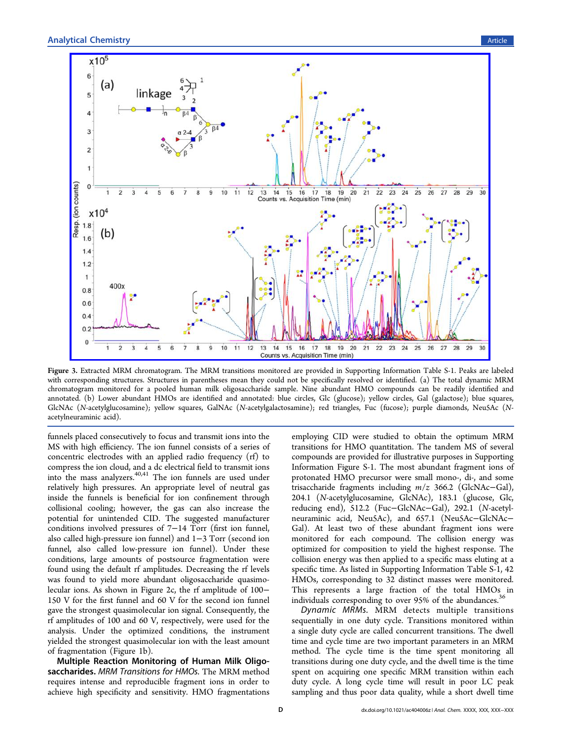Figure 3. Extracted MRM chromatogram. The MRM transitions monitored are provided in Supporting Information Table S-1. Peaks are labeled with corresponding structures. Structures in parentheses mean they could not be specifically resolved or identified. (a) The total dynamic MRM chromatogram monitored for a pooled human milk oligosaccharide sample. Nine abundant HMO compounds can be readily identified and annotated. (b) Lower abundant HMOs are identified and annotated: blue circles, Glc (glucose); yellow circles, Gal (galactose); blue squares, GlcNAc (N-acetylglucosamine); yellow squares, GalNAc (N-acetylgalactosamine); red triangles, Fuc (fucose); purple diamonds, Neu5Ac (N-acetylneuraminic acid).

funnels placed consecutively to focus and transmit ions into the MS with high efficiency. The ion funnel consists of a series of concentric electrodes with an applied radio frequency (rf) to compress the ion cloud, and a dc electrical field to transmit ions into the mass analyzers.[40,41] The ion funnels are used under relatively high pressures. An appropriate level of neutral gas inside the funnels is beneficial for ion confinement through collisional cooling; however, the gas can also increase the potential for unintended CID. The suggested manufacturer conditions involved pressures of 7−14 Torr (first ion funnel, also called high-pressure ion funnel) and 1−3 Torr (second ion funnel, also called low-pressure ion funnel). Under these conditions, large amounts of postsource fragmentation were found using the default rf amplitudes. Decreasing the rf levels was found to yield more abundant oligosaccharide quasimolecular ions. As shown in Figure 2c, the rf amplitude of 100−150 V for the first funnel and 60 V for the second ion funnel gave the strongest quasimolecular ion signal. Consequently, the rf amplitudes of 100 and 60 V, respectively, were used for the analysis. Under the optimized conditions, the instrument yielded the strongest quasimolecular ion with the least amount of fragmentation (Figure 1b).

**Multiple Reaction Monitoring of Human Milk Oligosaccharides.** *MRM Transitions for HMOs.* The MRM method requires intense and reproducible fragment ions in order to achieve high specificity and sensitivity. HMO fragmentations employing CID were studied to obtain the optimum MRM transitions for HMO quantitation. The tandem MS of several compounds are provided for illustrative purposes in Supporting Information Figure S-1. The most abundant fragment ions of protonated HMO precursor were small mono-, di-, and some trisaccharide fragments including $m/z$ 366.2 (GlcNAc−Gal), 204.1 (N-acetylglucosamine, GlcNAc), 183.1 (glucose, Glc, reducing end), 512.2 (Fuc−GlcNAc−Gal), 292.1 (N-acetylneuraminic acid, Neu5Ac), and 657.1 (Neu5Ac−GlcNAc−Gal). At least two of these abundant fragment ions were monitored for each compound. The collision energy was optimized for composition to yield the highest response. The collision energy was then applied to a specific mass eluting at a specific time. As listed in Supporting Information Table S-1, 42 HMOs, corresponding to 32 distinct masses were monitored. This represents a large fraction of the total HMOs in individuals corresponding to over 95% of the abundances.[36]

*Dynamic MRMs.* MRM detects multiple transitions sequentially in one duty cycle. Transitions monitored within a single duty cycle are called concurrent transitions. The dwell time and cycle time are two important parameters in an MRM method. The cycle time is the time spent monitoring all transitions during one duty cycle, and the dwell time is the time spent on acquiring one specific MRM transition within each duty cycle. A long cycle time will result in poor LC peak sampling and thus poor data quality, while a short dwell time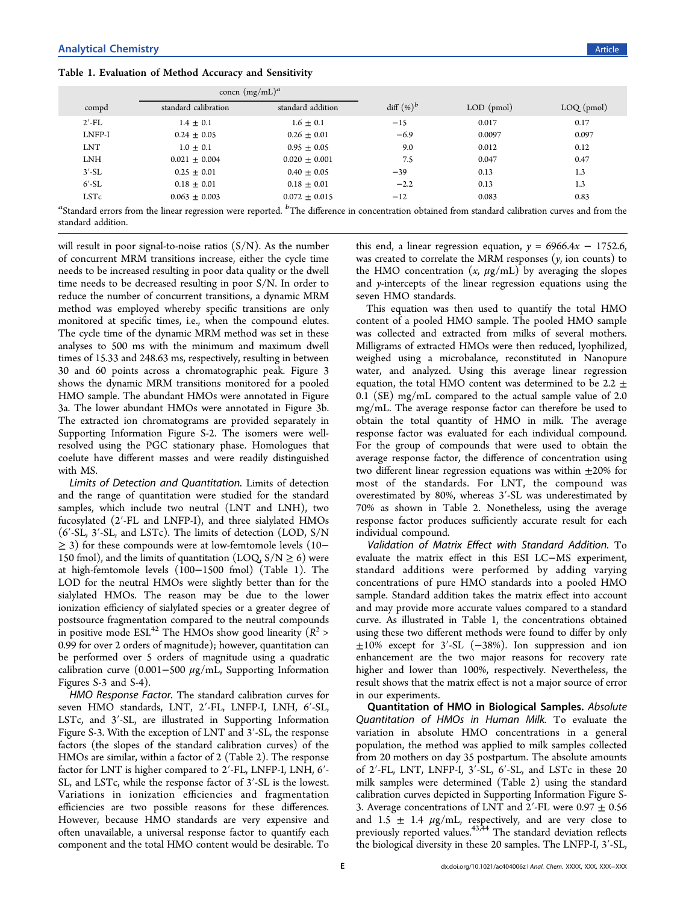**Table 1. Evaluation of Method Accuracy and Sensitivity**

| compd | concn (mg/mL)[a] | | diff (%)[b] | LOD (pmol) | LOQ (pmol) |
|---|---|---|---|---|---|
| | standard calibration | standard addition | | | |
| 2′-FL | 1.4 ± 0.1 | 1.6 ± 0.1 | −15 | 0.017 | 0.17 |
| LNFP-I | 0.24 ± 0.05 | 0.26 ± 0.01 | −6.9 | 0.0097 | 0.097 |
| LNT | 1.0 ± 0.1 | 0.95 ± 0.05 | 9.0 | 0.012 | 0.12 |
| LNH | 0.021 ± 0.004 | 0.020 ± 0.001 | 7.5 | 0.047 | 0.47 |
| 3′-SL | 0.25 ± 0.01 | 0.40 ± 0.05 | −39 | 0.13 | 1.3 |
| 6′-SL | 0.18 ± 0.01 | 0.18 ± 0.01 | −2.2 | 0.13 | 1.3 |
| LSTc | 0.063 ± 0.003 | 0.072 ± 0.015 | −12 | 0.083 | 0.83 |

[a]Standard errors from the linear regression were reported. [b]The difference in concentration obtained from standard calibration curves and from the standard addition.

will result in poor signal-to-noise ratios (S/N). As the number of concurrent MRM transitions increase, either the cycle time needs to be increased resulting in poor data quality or the dwell time needs to be decreased resulting in poor S/N. In order to reduce the number of concurrent transitions, a dynamic MRM method was employed whereby specific transitions are only monitored at specific times, i.e., when the compound elutes. The cycle time of the dynamic MRM method was set in these analyses to 500 ms with the minimum and maximum dwell times of 15.33 and 248.63 ms, respectively, resulting in between 30 and 60 points across a chromatographic peak. Figure 3 shows the dynamic MRM transitions monitored for a pooled HMO sample. The abundant HMOs were annotated in Figure 3a. The lower abundant HMOs were annotated in Figure 3b. The extracted ion chromatograms are provided separately in Supporting Information Figure S-2. The isomers were well-resolved using the PGC stationary phase. Homologues that coelute have different masses and were readily distinguished with MS.

*Limits of Detection and Quantitation.* Limits of detection and the range of quantitation were studied for the standard samples, which include two neutral (LNT and LNH), two fucosylated (2′-FL and LNFP-I), and three sialylated HMOs (6′-SL, 3′-SL, and LSTc). The limits of detection (LOD, S/N ≥ 3) for these compounds were at low-femtomole levels (10–150 fmol), and the limits of quantitation (LOQ, S/N ≥ 6) were at high-femtomole levels (100–1500 fmol) (Table 1). The LOD for the neutral HMOs were slightly better than for the sialylated HMOs. The reason may be due to the lower ionization efficiency of sialylated species or a greater degree of postsource fragmentation compared to the neutral compounds in positive mode ESI.[42] The HMOs show good linearity ($R^2$ > 0.99 for over 2 orders of magnitude); however, quantitation can be performed over 5 orders of magnitude using a quadratic calibration curve (0.001–500 μg/mL, Supporting Information Figures S-3 and S-4).

*HMO Response Factor.* The standard calibration curves for seven HMO standards, LNT, 2′-FL, LNFP-I, LNH, 6′-SL, LSTc, and 3′-SL, are illustrated in Supporting Information Figure S-3. With the exception of LNT and 3′-SL, the response factors (the slopes of the standard calibration curves) of the HMOs are similar, within a factor of 2 (Table 2). The response factor for LNT is higher compared to 2′-FL, LNFP-I, LNH, 6′-SL, and LSTc, while the response factor of 3′-SL is the lowest. Variations in ionization efficiencies and fragmentation efficiencies are two possible reasons for these differences. However, because HMO standards are very expensive and often unavailable, a universal response factor to quantify each component and the total HMO content would be desirable. To this end, a linear regression equation, $y = 6966.4x - 1752.6$, was created to correlate the MRM responses ($y$, ion counts) to the HMO concentration ($x$, μg/mL) by averaging the slopes and $y$-intercepts of the linear regression equations using the seven HMO standards.

This equation was then used to quantify the total HMO content of a pooled HMO sample. The pooled HMO sample was collected and extracted from milks of several mothers. Milligrams of extracted HMOs were then reduced, lyophilized, weighed using a microbalance, reconstituted in Nanopure water, and analyzed. Using this average linear regression equation, the total HMO content was determined to be 2.2 ± 0.1 (SE) mg/mL compared to the actual sample value of 2.0 mg/mL. The average response factor can therefore be used to obtain the total quantity of HMO in milk. The average response factor was evaluated for each individual compound. For the group of compounds that were used to obtain the average response factor, the difference of concentration using two different linear regression equations was within ±20% for most of the standards. For LNT, the compound was overestimated by 80%, whereas 3′-SL was underestimated by 70% as shown in Table 2. Nonetheless, using the average response factor produces sufficiently accurate result for each individual compound.

*Validation of Matrix Effect with Standard Addition.* To evaluate the matrix effect in this ESI LC–MS experiment, standard additions were performed by adding varying concentrations of pure HMO standards into a pooled HMO sample. Standard addition takes the matrix effect into account and may provide more accurate values compared to a standard curve. As illustrated in Table 1, the concentrations obtained using these two different methods were found to differ by only ±10% except for 3′-SL (−38%). Ion suppression and ion enhancement are the two major reasons for recovery rate higher and lower than 100%, respectively. Nevertheless, the result shows that the matrix effect is not a major source of error in our experiments.

**Quantitation of HMO in Biological Samples.** *Absolute Quantitation of HMOs in Human Milk.* To evaluate the variation in absolute HMO concentrations in a general population, the method was applied to milk samples collected from 20 mothers on day 35 postpartum. The absolute amounts of 2′-FL, LNT, LNFP-I, 3′-SL, 6′-SL, and LSTc in these 20 milk samples were determined (Table 2) using the standard calibration curves depicted in Supporting Information Figure S-3. Average concentrations of LNT and 2′-FL were 0.97 ± 0.56 and 1.5 ± 1.4 μg/mL, respectively, and are very close to previously reported values.[43,44] The standard deviation reflects the biological diversity in these 20 samples. The LNFP-I, 3′-SL,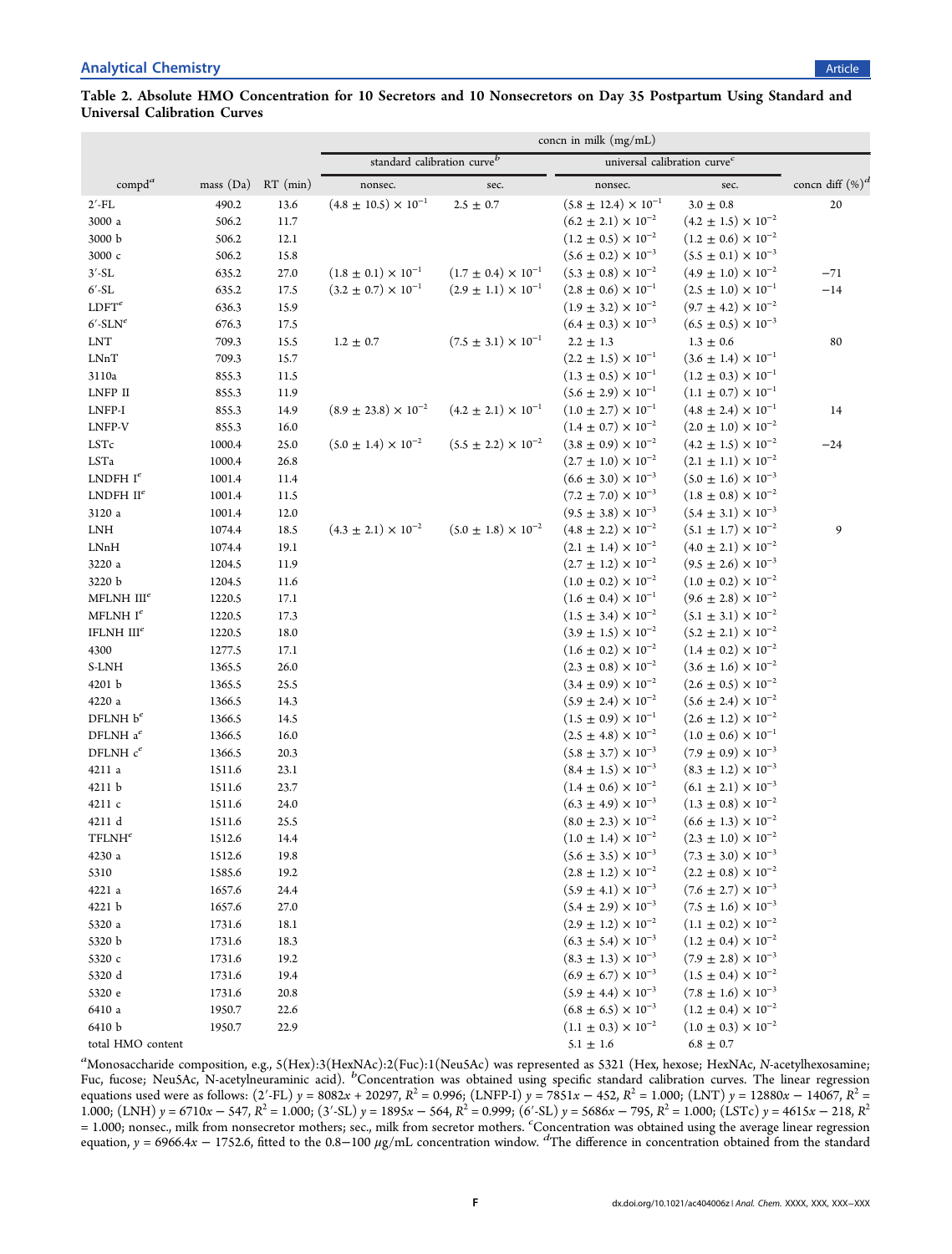**Table 2. Absolute HMO Concentration for 10 Secretors and 10 Nonsecretors on Day 35 Postpartum Using Standard and Universal Calibration Curves**

| | | | concn in milk (mg/mL) | | | | |
|---|---|---|---|---|---|---|---|
| | | | standard calibration curve[b] | | universal calibration curve[c] | | |
| compd[a] | mass (Da) | RT (min) | nonsec. | sec. | nonsec. | sec. | concn diff (%)[d] |
| 2′-FL | 490.2 | 13.6 | $(4.8 \pm 10.5) \times 10^{-1}$ | $2.5 \pm 0.7$ | $(5.8 \pm 12.4) \times 10^{-1}$ | $3.0 \pm 0.8$ | 20 |
| 3000 a | 506.2 | 11.7 | | | $(6.2 \pm 2.1) \times 10^{-2}$ | $(4.2 \pm 1.5) \times 10^{-2}$ | |
| 3000 b | 506.2 | 12.1 | | | $(1.2 \pm 0.5) \times 10^{-2}$ | $(1.2 \pm 0.6) \times 10^{-2}$ | |
| 3000 c | 506.2 | 15.8 | | | $(5.6 \pm 0.2) \times 10^{-3}$ | $(5.5 \pm 0.1) \times 10^{-3}$ | |
| 3′-SL | 635.2 | 27.0 | $(1.8 \pm 0.1) \times 10^{-1}$ | $(1.7 \pm 0.4) \times 10^{-1}$ | $(5.3 \pm 0.8) \times 10^{-2}$ | $(4.9 \pm 1.0) \times 10^{-2}$ | −71 |
| 6′-SL | 635.2 | 17.5 | $(3.2 \pm 0.7) \times 10^{-1}$ | $(2.9 \pm 1.1) \times 10^{-1}$ | $(2.8 \pm 0.6) \times 10^{-1}$ | $(2.5 \pm 1.0) \times 10^{-1}$ | −14 |
| LDFT[e] | 636.3 | 15.9 | | | $(1.9 \pm 3.2) \times 10^{-2}$ | $(9.7 \pm 4.2) \times 10^{-2}$ | |
| 6′-SLN[e] | 676.3 | 17.5 | | | $(6.4 \pm 0.3) \times 10^{-3}$ | $(6.5 \pm 0.5) \times 10^{-3}$ | |
| LNT | 709.3 | 15.5 | $1.2 \pm 0.7$ | $(7.5 \pm 3.1) \times 10^{-1}$ | $2.2 \pm 1.3$ | $1.3 \pm 0.6$ | 80 |
| LNnT | 709.3 | 15.7 | | | $(2.2 \pm 1.5) \times 10^{-1}$ | $(3.6 \pm 1.4) \times 10^{-1}$ | |
| 3110a | 855.3 | 11.5 | | | $(1.3 \pm 0.5) \times 10^{-1}$ | $(1.2 \pm 0.3) \times 10^{-1}$ | |
| LNFP II | 855.3 | 11.9 | | | $(5.6 \pm 2.9) \times 10^{-1}$ | $(1.1 \pm 0.7) \times 10^{-1}$ | |
| LNFP-I | 855.3 | 14.9 | $(8.9 \pm 23.8) \times 10^{-2}$ | $(4.2 \pm 2.1) \times 10^{-1}$ | $(1.0 \pm 2.7) \times 10^{-1}$ | $(4.8 \pm 2.4) \times 10^{-1}$ | 14 |
| LNFP-V | 855.3 | 16.0 | | | $(1.4 \pm 0.7) \times 10^{-2}$ | $(2.0 \pm 1.0) \times 10^{-2}$ | |
| LSTc | 1000.4 | 25.0 | $(5.0 \pm 1.4) \times 10^{-2}$ | $(5.5 \pm 2.2) \times 10^{-2}$ | $(3.8 \pm 0.9) \times 10^{-2}$ | $(4.2 \pm 1.5) \times 10^{-2}$ | −24 |
| LSTa | 1000.4 | 26.8 | | | $(2.7 \pm 1.0) \times 10^{-2}$ | $(2.1 \pm 1.1) \times 10^{-2}$ | |
| LNDFH I[e] | 1001.4 | 11.4 | | | $(6.6 \pm 3.0) \times 10^{-3}$ | $(5.0 \pm 1.6) \times 10^{-3}$ | |
| LNDFH II[e] | 1001.4 | 11.5 | | | $(7.2 \pm 7.0) \times 10^{-3}$ | $(1.8 \pm 0.8) \times 10^{-2}$ | |
| 3120 a | 1001.4 | 12.0 | | | $(9.5 \pm 3.8) \times 10^{-3}$ | $(5.4 \pm 3.1) \times 10^{-3}$ | |
| LNH | 1074.4 | 18.5 | $(4.3 \pm 2.1) \times 10^{-2}$ | $(5.0 \pm 1.8) \times 10^{-2}$ | $(4.8 \pm 2.2) \times 10^{-2}$ | $(5.1 \pm 1.7) \times 10^{-2}$ | 9 |
| LNnH | 1074.4 | 19.1 | | | $(2.1 \pm 1.4) \times 10^{-2}$ | $(4.0 \pm 2.1) \times 10^{-2}$ | |
| 3220 a | 1204.5 | 11.9 | | | $(2.7 \pm 1.2) \times 10^{-2}$ | $(9.5 \pm 2.6) \times 10^{-3}$ | |
| 3220 b | 1204.5 | 11.6 | | | $(1.0 \pm 0.2) \times 10^{-2}$ | $(1.0 \pm 0.2) \times 10^{-2}$ | |
| MFLNH III[e] | 1220.5 | 17.1 | | | $(1.6 \pm 0.4) \times 10^{-1}$ | $(9.6 \pm 2.8) \times 10^{-2}$ | |
| MFLNH I[e] | 1220.5 | 17.3 | | | $(1.5 \pm 3.4) \times 10^{-2}$ | $(5.1 \pm 3.1) \times 10^{-2}$ | |
| IFLNH III[e] | 1220.5 | 18.0 | | | $(3.9 \pm 1.5) \times 10^{-2}$ | $(5.2 \pm 2.1) \times 10^{-2}$ | |
| 4300 | 1277.5 | 17.1 | | | $(1.6 \pm 0.2) \times 10^{-2}$ | $(1.4 \pm 0.2) \times 10^{-2}$ | |
| S-LNH | 1365.5 | 26.0 | | | $(2.3 \pm 0.8) \times 10^{-2}$ | $(3.6 \pm 1.6) \times 10^{-2}$ | |
| 4201 b | 1365.5 | 25.5 | | | $(3.4 \pm 0.9) \times 10^{-2}$ | $(2.6 \pm 0.5) \times 10^{-2}$ | |
| 4220 a | 1366.5 | 14.3 | | | $(5.9 \pm 2.4) \times 10^{-2}$ | $(5.6 \pm 2.4) \times 10^{-2}$ | |
| DFLNH b[e] | 1366.5 | 14.5 | | | $(1.5 \pm 0.9) \times 10^{-1}$ | $(2.6 \pm 1.2) \times 10^{-2}$ | |
| DFLNH a[e] | 1366.5 | 16.0 | | | $(2.5 \pm 4.8) \times 10^{-2}$ | $(1.0 \pm 0.6) \times 10^{-1}$ | |
| DFLNH c[e] | 1366.5 | 20.3 | | | $(5.8 \pm 3.7) \times 10^{-3}$ | $(7.9 \pm 0.9) \times 10^{-3}$ | |
| 4211 a | 1511.6 | 23.1 | | | $(8.4 \pm 1.5) \times 10^{-3}$ | $(8.3 \pm 1.2) \times 10^{-3}$ | |
| 4211 b | 1511.6 | 23.7 | | | $(1.4 \pm 0.6) \times 10^{-2}$ | $(6.1 \pm 2.1) \times 10^{-3}$ | |
| 4211 c | 1511.6 | 24.0 | | | $(6.3 \pm 4.9) \times 10^{-3}$ | $(1.3 \pm 0.8) \times 10^{-2}$ | |
| 4211 d | 1511.6 | 25.5 | | | $(8.0 \pm 2.3) \times 10^{-2}$ | $(6.6 \pm 1.3) \times 10^{-2}$ | |
| TFLNH[e] | 1512.6 | 14.4 | | | $(1.0 \pm 1.4) \times 10^{-2}$ | $(2.3 \pm 1.0) \times 10^{-2}$ | |
| 4230 a | 1512.6 | 19.8 | | | $(5.6 \pm 3.5) \times 10^{-3}$ | $(7.3 \pm 3.0) \times 10^{-3}$ | |
| 5310 | 1585.6 | 19.2 | | | $(2.8 \pm 1.2) \times 10^{-2}$ | $(2.2 \pm 0.8) \times 10^{-2}$ | |
| 4221 a | 1657.6 | 24.4 | | | $(5.9 \pm 4.1) \times 10^{-3}$ | $(7.6 \pm 2.7) \times 10^{-3}$ | |
| 4221 b | 1657.6 | 27.0 | | | $(5.4 \pm 2.9) \times 10^{-3}$ | $(7.5 \pm 1.6) \times 10^{-3}$ | |
| 5320 a | 1731.6 | 18.1 | | | $(2.9 \pm 1.2) \times 10^{-2}$ | $(1.1 \pm 0.2) \times 10^{-2}$ | |
| 5320 b | 1731.6 | 18.3 | | | $(6.3 \pm 5.4) \times 10^{-3}$ | $(1.2 \pm 0.4) \times 10^{-2}$ | |
| 5320 c | 1731.6 | 19.2 | | | $(8.3 \pm 1.3) \times 10^{-3}$ | $(7.9 \pm 2.8) \times 10^{-3}$ | |
| 5320 d | 1731.6 | 19.4 | | | $(6.9 \pm 6.7) \times 10^{-3}$ | $(1.5 \pm 0.4) \times 10^{-2}$ | |
| 5320 e | 1731.6 | 20.8 | | | $(5.9 \pm 4.4) \times 10^{-3}$ | $(7.8 \pm 1.6) \times 10^{-3}$ | |
| 6410 a | 1950.7 | 22.6 | | | $(6.8 \pm 6.5) \times 10^{-3}$ | $(1.2 \pm 0.4) \times 10^{-2}$ | |
| 6410 b | 1950.7 | 22.9 | | | $(1.1 \pm 0.3) \times 10^{-2}$ | $(1.0 \pm 0.3) \times 10^{-2}$ | |
| total HMO content | | | | | $5.1 \pm 1.6$ | $6.8 \pm 0.7$ | |

[a]Monosaccharide composition, e.g., 5(Hex):3(HexNAc):2(Fuc):1(Neu5Ac) was represented as 5321 (Hex, hexose; HexNAc, *N*-acetylhexosamine; Fuc, fucose; Neu5Ac, N-acetylneuraminic acid). [b]Concentration was obtained using specific standard calibration curves. The linear regression equations used were as follows: (2′-FL) $y = 8082x + 20297$, $R^2 = 0.996$; (LNFP-I) $y = 7851x - 452$, $R^2 = 1.000$; (LNT) $y = 12880x - 14067$, $R^2 = 1.000$; (LNH) $y = 6710x - 547$, $R^2 = 1.000$; (3′-SL) $y = 1895x - 564$, $R^2 = 0.999$; (6′-SL) $y = 5686x - 795$, $R^2 = 1.000$; (LSTc) $y = 4615x - 218$, $R^2 = 1.000$; nonsec., milk from nonsecretor mothers; sec., milk from secretor mothers. [c]Concentration was obtained using the average linear regression equation, $y = 6966.4x - 1752.6$, fitted to the 0.8−100 μg/mL concentration window. [d]The difference in concentration obtained from the standard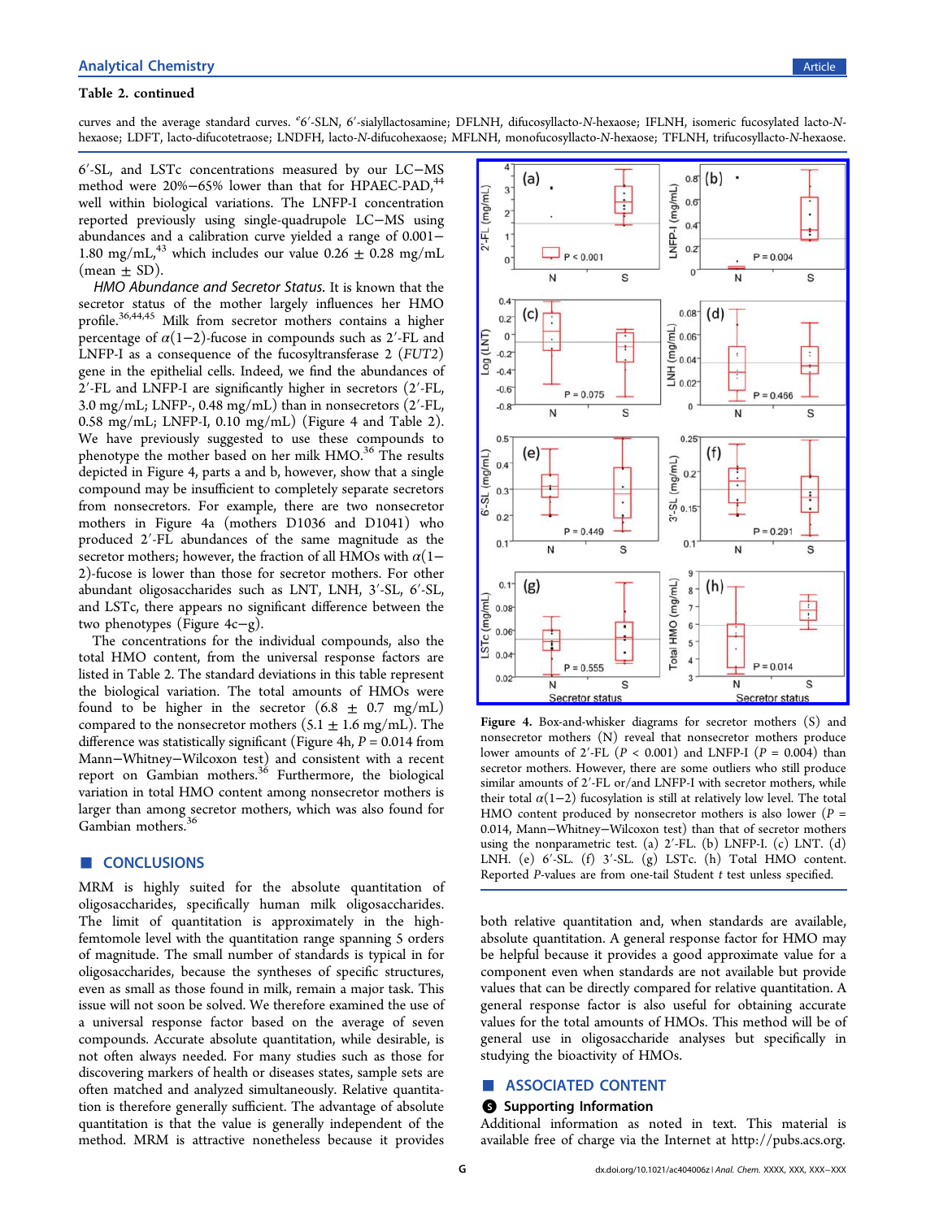**Table 2. continued**

curves and the average standard curves. [e]6′-SLN, 6′-sialyllactosamine; DFLNH, difucosyllacto-N-hexaose; IFLNH, isomeric fucosylated lacto-N-hexaose; LDFT, lacto-difucotetraose; LNDFH, lacto-N-difucohexaose; MFLNH, monofucosyllacto-N-hexaose; TFLNH, trifucosyllacto-N-hexaose.

6′-SL, and LSTc concentrations measured by our LC−MS method were 20%−65% lower than that for HPAEC-PAD,[44] well within biological variations. The LNFP-I concentration reported previously using single-quadrupole LC−MS using abundances and a calibration curve yielded a range of 0.001−1.80 mg/mL,[43] which includes our value 0.26 ± 0.28 mg/mL (mean ± SD).

*HMO Abundance and Secretor Status.* It is known that the secretor status of the mother largely influences her HMO profile.[36,44,45] Milk from secretor mothers contains a higher percentage of α(1−2)-fucose in compounds such as 2′-FL and LNFP-I as a consequence of the fucosyltransferase 2 (*FUT2*) gene in the epithelial cells. Indeed, we find the abundances of 2′-FL and LNFP-I are significantly higher in secretors (2′-FL, 3.0 mg/mL; LNFP-, 0.48 mg/mL) than in nonsecretors (2′-FL, 0.58 mg/mL; LNFP-I, 0.10 mg/mL) (Figure 4 and Table 2). We have previously suggested to use these compounds to phenotype the mother based on her milk HMO.[36] The results depicted in Figure 4, parts a and b, however, show that a single compound may be insufficient to completely separate secretors from nonsecretors. For example, there are two nonsecretor mothers in Figure 4a (mothers D1036 and D1041) who produced 2′-FL abundances of the same magnitude as the secretor mothers; however, the fraction of all HMOs with α(1−2)-fucose is lower than those for secretor mothers. For other abundant oligosaccharides such as LNT, LNH, 3′-SL, 6′-SL, and LSTc, there appears no significant difference between the two phenotypes (Figure 4c−g).

The concentrations for the individual compounds, also the total HMO content, from the universal response factors are listed in Table 2. The standard deviations in this table represent the biological variation. The total amounts of HMOs were found to be higher in the secretor (6.8 ± 0.7 mg/mL) compared to the nonsecretor mothers (5.1 ± 1.6 mg/mL). The difference was statistically significant (Figure 4h, $P = 0.014$ from Mann−Whitney−Wilcoxon test) and consistent with a recent report on Gambian mothers.[36] Furthermore, the biological variation in total HMO content among nonsecretor mothers is larger than among secretor mothers, which was also found for Gambian mothers.[36]

Figure 4. Box-and-whisker diagrams for secretor mothers (S) and nonsecretor mothers (N) reveal that nonsecretor mothers produce lower amounts of 2′-FL ($P < 0.001$) and LNFP-I ($P = 0.004$) than secretor mothers. However, there are some outliers who still produce similar amounts of 2′-FL or/and LNFP-I with secretor mothers, while their total α(1−2) fucosylation is still at relatively low level. The total HMO content produced by nonsecretor mothers is also lower ($P = 0.014$, Mann−Whitney−Wilcoxon test) than that of secretor mothers using the nonparametric test. (a) 2′-FL. (b) LNFP-I. (c) LNT. (d) LNH. (e) 6′-SL. (f) 3′-SL. (g) LSTc. (h) Total HMO content. Reported *P*-values are from one-tail Student *t* test unless specified.

## CONCLUSIONS

MRM is highly suited for the absolute quantitation of oligosaccharides, specifically human milk oligosaccharides. The limit of quantitation is approximately in the high-femtomole level with the quantitation range spanning 5 orders of magnitude. The small number of standards is typical in for oligosaccharides, because the syntheses of specific structures, even as small as those found in milk, remain a major task. This issue will not soon be solved. We therefore examined the use of a universal response factor based on the average of seven compounds. Accurate absolute quantitation, while desirable, is not often always needed. For many studies such as those for discovering markers of health or diseases states, sample sets are often matched and analyzed simultaneously. Relative quantitation is therefore generally sufficient. The advantage of absolute quantitation is that the value is generally independent of the method. MRM is attractive nonetheless because it provides both relative quantitation and, when standards are available, absolute quantitation. A general response factor for HMO may be helpful because it provides a good approximate value for a component even when standards are not available but provide values that can be directly compared for relative quantitation. A general response factor is also useful for obtaining accurate values for the total amounts of HMOs. This method will be of general use in oligosaccharide analyses but specifically in studying the bioactivity of HMOs.

## ASSOCIATED CONTENT

### Supporting Information

Additional information as noted in text. This material is available free of charge via the Internet at http://pubs.acs.org.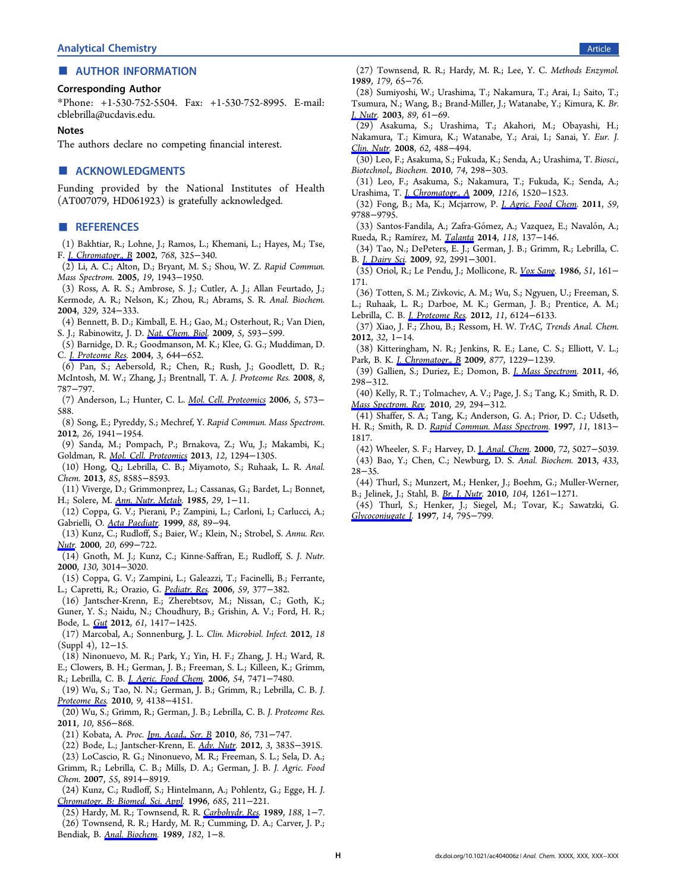## AUTHOR INFORMATION

### Corresponding Author

*Phone: +1-530-752-5504. Fax: +1-530-752-8995. E-mail: cblebrilla@ucdavis.edu.

### Notes

The authors declare no competing financial interest.

## ACKNOWLEDGMENTS

Funding provided by the National Institutes of Health (AT007079, HD061923) is gratefully acknowledged.

## REFERENCES

(1) Bakhtiar, R.; Lohne, J.; Ramos, L.; Khemani, L.; Hayes, M.; Tse, F. *J. Chromatogr., B* **2002**, *768*, 325−340.

(2) Li, A. C.; Alton, D.; Bryant, M. S.; Shou, W. Z. *Rapid Commun. Mass Spectrom.* **2005**, *19*, 1943−1950.

(3) Ross, A. R. S.; Ambrose, S. J.; Cutler, A. J.; Allan Feurtado, J.; Kermode, A. R.; Nelson, K.; Zhou, R.; Abrams, S. R. *Anal. Biochem.* **2004**, *329*, 324−333.

(4) Bennett, B. D.; Kimball, E. H.; Gao, M.; Osterhout, R.; Van Dien, S. J.; Rabinowitz, J. D. *Nat. Chem. Biol.* **2009**, *5*, 593−599.

(5) Barnidge, D. R.; Goodmanson, M. K.; Klee, G. G.; Muddiman, D. C. *J. Proteome Res.* **2004**, *3*, 644−652.

(6) Pan, S.; Aebersold, R.; Chen, R.; Rush, J.; Goodlett, D. R.; McIntosh, M. W.; Zhang, J.; Brentnall, T. A. *J. Proteome Res.* **2008**, *8*, 787−797.

(7) Anderson, L.; Hunter, C. L. *Mol. Cell. Proteomics* **2006**, *5*, 573−588.

(8) Song, E.; Pyreddy, S.; Mechref, Y. *Rapid Commun. Mass Spectrom.* **2012**, *26*, 1941−1954.

(9) Sanda, M.; Pompach, P.; Brnakova, Z.; Wu, J.; Makambi, K.; Goldman, R. *Mol. Cell. Proteomics* **2013**, *12*, 1294−1305.

(10) Hong, Q.; Lebrilla, C. B.; Miyamoto, S.; Ruhaak, L. R. *Anal. Chem.* **2013**, *85*, 8585−8593.

(11) Viverge, D.; Grimmonprez, L.; Cassanas, G.; Bardet, L.; Bonnet, H.; Solere, M. *Ann. Nutr. Metab.* **1985**, *29*, 1−11.

(12) Coppa, G. V.; Pierani, P.; Zampini, L.; Carloni, I.; Carlucci, A.; Gabrielli, O. *Acta Paediatr.* **1999**, *88*, 89−94.

(13) Kunz, C.; Rudloff, S.; Baier, W.; Klein, N.; Strobel, S. *Annu. Rev. Nutr.* **2000**, *20*, 699−722.

(14) Gnoth, M. J.; Kunz, C.; Kinne-Saffran, E.; Rudloff, S. *J. Nutr.* **2000**, *130*, 3014−3020.

(15) Coppa, G. V.; Zampini, L.; Galeazzi, T.; Facinelli, B.; Ferrante, L.; Capretti, R.; Orazio, G. *Pediatr. Res.* **2006**, *59*, 377−382.

(16) Jantscher-Krenn, E.; Zherebtsov, M.; Nissan, C.; Goth, K.; Guner, Y. S.; Naidu, N.; Choudhury, B.; Grishin, A. V.; Ford, H. R.; Bode, L. *Gut* **2012**, *61*, 1417−1425.

(17) Marcobal, A.; Sonnenburg, J. L. *Clin. Microbiol. Infect.* **2012**, *18* (Suppl 4), 12−15.

(18) Ninonuevo, M. R.; Park, Y.; Yin, H. F.; Zhang, J. H.; Ward, R. E.; Clowers, B. H.; German, J. B.; Freeman, S. L.; Killeen, K.; Grimm, R.; Lebrilla, C. B. *J. Agric. Food Chem.* **2006**, *54*, 7471−7480.

(19) Wu, S.; Tao, N. N.; German, J. B.; Grimm, R.; Lebrilla, C. B. *J. Proteome Res.* **2010**, *9*, 4138−4151.

(20) Wu, S.; Grimm, R.; German, J. B.; Lebrilla, C. B. *J. Proteome Res.* **2011**, *10*, 856−868.

(21) Kobata, A. *Proc. Jpn. Acad., Ser. B* **2010**, *86*, 731−747.

(22) Bode, L.; Jantscher-Krenn, E. *Adv. Nutr.* **2012**, *3*, 383S−391S.

(23) LoCascio, R. G.; Ninonuevo, M. R.; Freeman, S. L.; Sela, D. A.; Grimm, R.; Lebrilla, C. B.; Mills, D. A.; German, J. B. *J. Agric. Food Chem.* **2007**, *55*, 8914−8919.

(24) Kunz, C.; Rudloff, S.; Hintelmann, A.; Pohlentz, G.; Egge, H. *J. Chromatogr. B: Biomed. Sci. Appl.* **1996**, *685*, 211−221.

(25) Hardy, M. R.; Townsend, R. R. *Carbohydr. Res.* **1989**, *188*, 1−7.

(26) Townsend, R. R.; Hardy, M. R.; Cumming, D. A.; Carver, J. P.; Bendiak, B. *Anal. Biochem.* **1989**, *182*, 1−8.

(27) Townsend, R. R.; Hardy, M. R.; Lee, Y. C. *Methods Enzymol.* **1989**, *179*, 65−76.

(28) Sumiyoshi, W.; Urashima, T.; Nakamura, T.; Arai, I.; Saito, T.; Tsumura, N.; Wang, B.; Brand-Miller, J.; Watanabe, Y.; Kimura, K. *Br. J. Nutr.* **2003**, *89*, 61−69.

(29) Asakuma, S.; Urashima, T.; Akahori, M.; Obayashi, H.; Nakamura, T.; Kimura, K.; Watanabe, Y.; Arai, I.; Sanai, Y. *Eur. J. Clin. Nutr.* **2008**, *62*, 488−494.

(30) Leo, F.; Asakuma, S.; Fukuda, K.; Senda, A.; Urashima, T. *Biosci., Biotechnol., Biochem.* **2010**, *74*, 298−303.

(31) Leo, F.; Asakuma, S.; Nakamura, T.; Fukuda, K.; Senda, A.; Urashima, T. *J. Chromatogr., A* **2009**, *1216*, 1520−1523.

(32) Fong, B.; Ma, K.; Mcjarrow, P. *J. Agric. Food Chem.* **2011**, *59*, 9788−9795.

(33) Santos-Fandila, A.; Zafra-Gómez, A.; Vazquez, E.; Navalón, A.; Rueda, R.; Ramírez, M. *Talanta* **2014**, *118*, 137−146.

(34) Tao, N.; DePeters, E. J.; German, J. B.; Grimm, R.; Lebrilla, C. B. *J. Dairy Sci.* **2009**, *92*, 2991−3001.

(35) Oriol, R.; Le Pendu, J.; Mollicone, R. *Vox Sang.* **1986**, *51*, 161−171.

(36) Totten, S. M.; Zivkovic, A. M.; Wu, S.; Ngyuen, U.; Freeman, S. L.; Ruhaak, L. R.; Darboe, M. K.; German, J. B.; Prentice, A. M.; Lebrilla, C. B. *J. Proteome Res.* **2012**, *11*, 6124−6133.

(37) Xiao, J. F.; Zhou, B.; Ressom, H. W. *TrAC, Trends Anal. Chem.* **2012**, *32*, 1−14.

(38) Kitteringham, N. R.; Jenkins, R. E.; Lane, C. S.; Elliott, V. L.; Park, B. K. *J. Chromatogr., B* **2009**, *877*, 1229−1239.

(39) Gallien, S.; Duriez, E.; Domon, B. *J. Mass Spectrom.* **2011**, *46*, 298−312.

(40) Kelly, R. T.; Tolmachev, A. V.; Page, J. S.; Tang, K.; Smith, R. D. *Mass Spectrom. Rev.* **2010**, *29*, 294−312.

(41) Shaffer, S. A.; Tang, K.; Anderson, G. A.; Prior, D. C.; Udseth, H. R.; Smith, R. D. *Rapid Commun. Mass Spectrom.* **1997**, *11*, 1813−1817.

(42) Wheeler, S. F.; Harvey, D. J. *Anal. Chem.* **2000**, *72*, 5027−5039.

(43) Bao, Y.; Chen, C.; Newburg, D. S. *Anal. Biochem.* **2013**, *433*, 28−35.

(44) Thurl, S.; Munzert, M.; Henker, J.; Boehm, G.; Muller-Werner, B.; Jelinek, J.; Stahl, B. *Br. J. Nutr.* **2010**, *104*, 1261−1271.

(45) Thurl, S.; Henker, J.; Siegel, M.; Tovar, K.; Sawatzki, G. *Glycoconjugate J.* **1997**, *14*, 795−799.